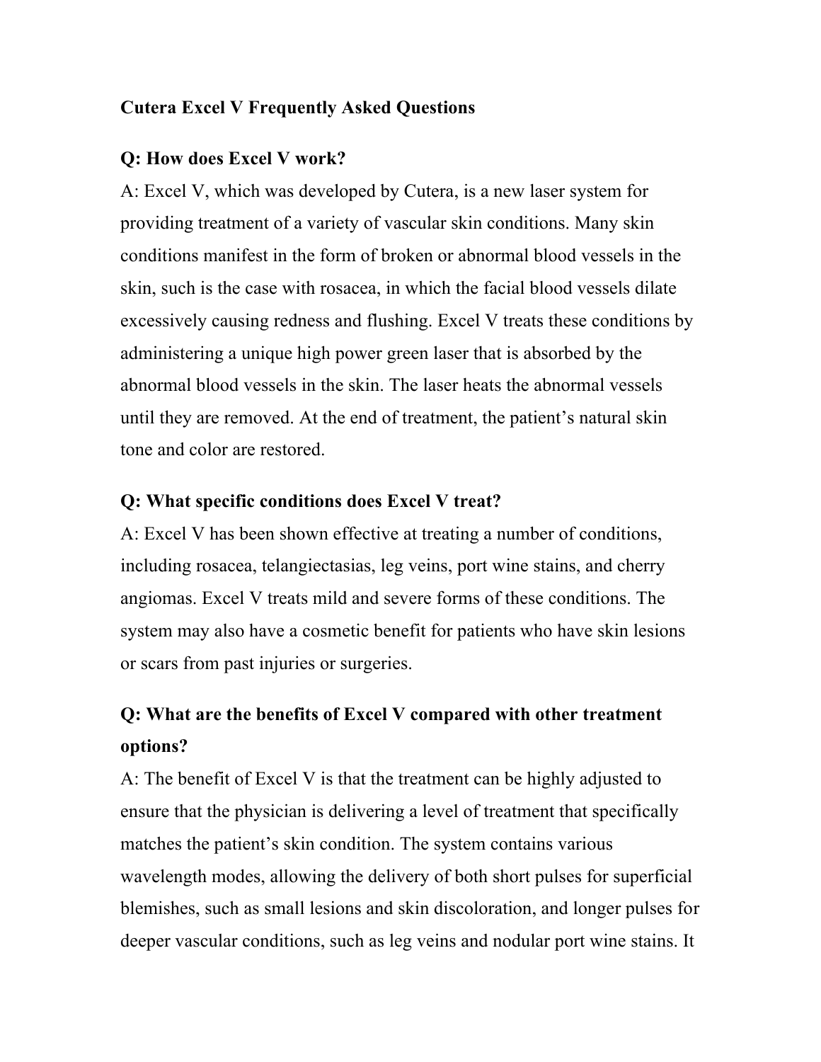# Cutera Excel V Frequently Asked Questions

**Q: How does Excel V work?**

A: Excel V, which was developed by Cutera, is a new laser system for providing treatment of a variety of vascular skin conditions. Many skin conditions manifest in the form of broken or abnormal blood vessels in the skin, such is the case with rosacea, in which the facial blood vessels dilate excessively causing redness and flushing. Excel V treats these conditions by administering a unique high power green laser that is absorbed by the abnormal blood vessels in the skin. The laser heats the abnormal vessels until they are removed. At the end of treatment, the patient's natural skin tone and color are restored.

**Q: What specific conditions does Excel V treat?**

A: Excel V has been shown effective at treating a number of conditions, including rosacea, telangiectasias, leg veins, port wine stains, and cherry angiomas. Excel V treats mild and severe forms of these conditions. The system may also have a cosmetic benefit for patients who have skin lesions or scars from past injuries or surgeries.

**Q: What are the benefits of Excel V compared with other treatment options?**

A: The benefit of Excel V is that the treatment can be highly adjusted to ensure that the physician is delivering a level of treatment that specifically matches the patient's skin condition. The system contains various wavelength modes, allowing the delivery of both short pulses for superficial blemishes, such as small lesions and skin discoloration, and longer pulses for deeper vascular conditions, such as leg veins and nodular port wine stains. It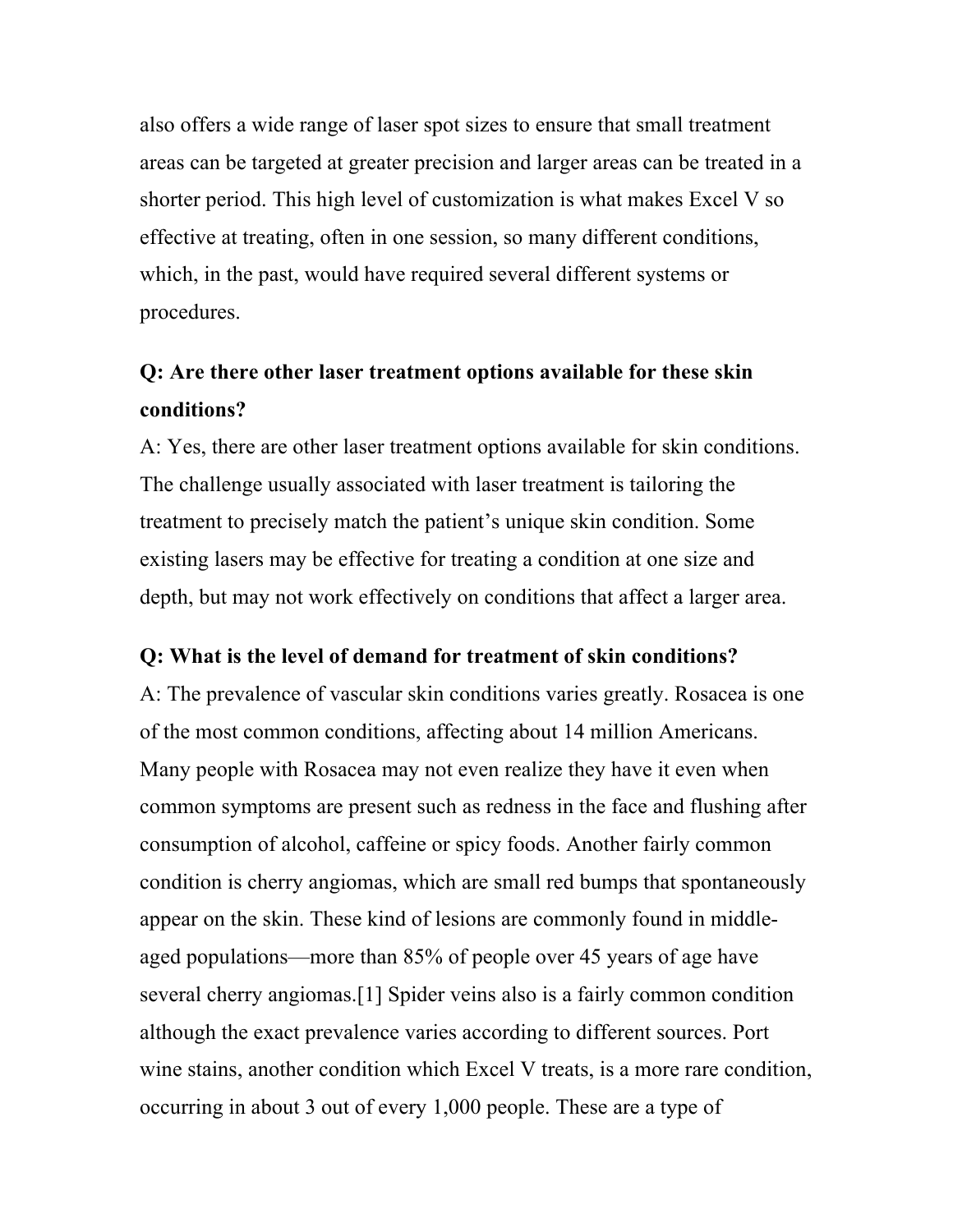also offers a wide range of laser spot sizes to ensure that small treatment areas can be targeted at greater precision and larger areas can be treated in a shorter period. This high level of customization is what makes Excel V so effective at treating, often in one session, so many different conditions, which, in the past, would have required several different systems or procedures.

**Q: Are there other laser treatment options available for these skin conditions?**

A: Yes, there are other laser treatment options available for skin conditions. The challenge usually associated with laser treatment is tailoring the treatment to precisely match the patient's unique skin condition. Some existing lasers may be effective for treating a condition at one size and depth, but may not work effectively on conditions that affect a larger area.

**Q: What is the level of demand for treatment of skin conditions?**

A: The prevalence of vascular skin conditions varies greatly. Rosacea is one of the most common conditions, affecting about 14 million Americans. Many people with Rosacea may not even realize they have it even when common symptoms are present such as redness in the face and flushing after consumption of alcohol, caffeine or spicy foods. Another fairly common condition is cherry angiomas, which are small red bumps that spontaneously appear on the skin. These kind of lesions are commonly found in middle-aged populations—more than 85% of people over 45 years of age have several cherry angiomas.[1] Spider veins also is a fairly common condition although the exact prevalence varies according to different sources. Port wine stains, another condition which Excel V treats, is a more rare condition, occurring in about 3 out of every 1,000 people. These are a type of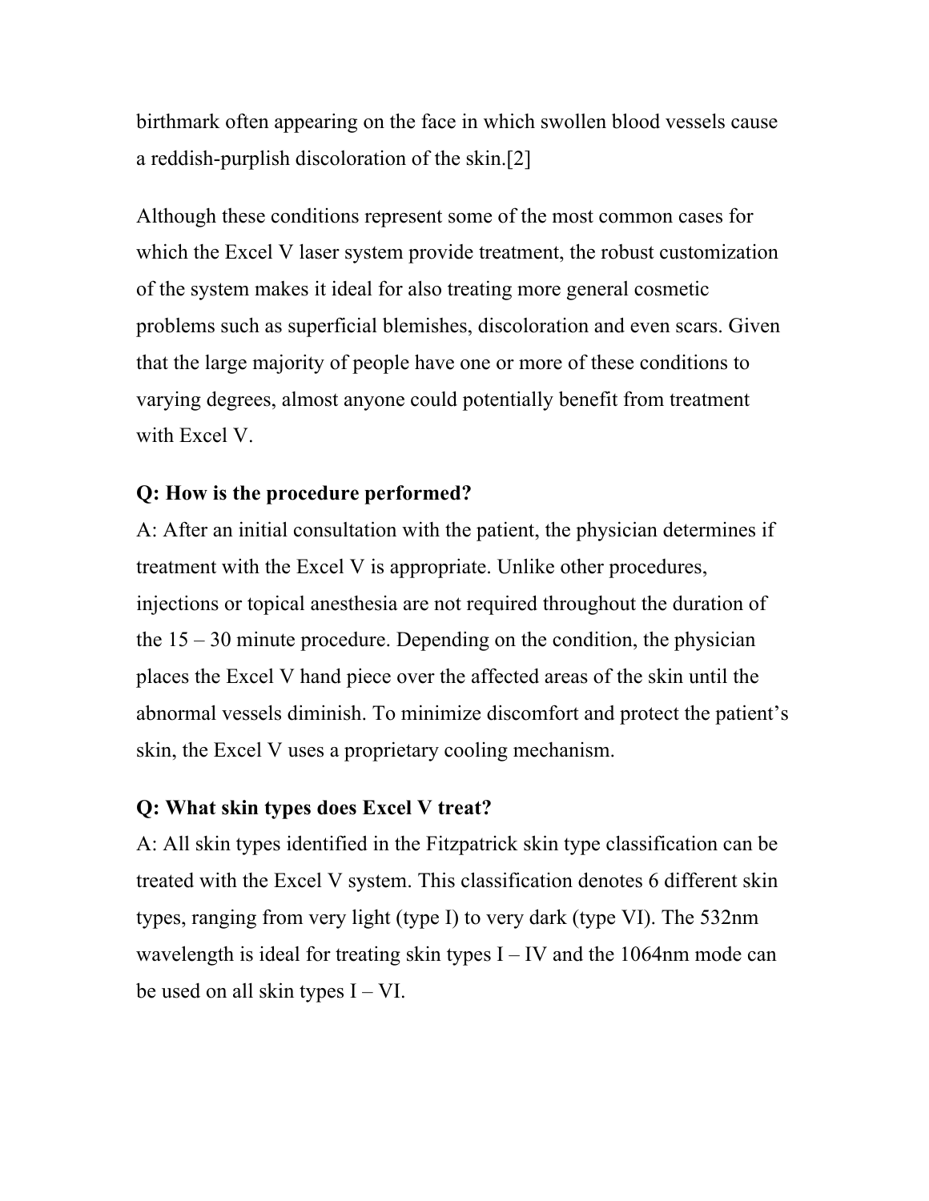birthmark often appearing on the face in which swollen blood vessels cause a reddish-purplish discoloration of the skin.[2]

Although these conditions represent some of the most common cases for which the Excel V laser system provide treatment, the robust customization of the system makes it ideal for also treating more general cosmetic problems such as superficial blemishes, discoloration and even scars. Given that the large majority of people have one or more of these conditions to varying degrees, almost anyone could potentially benefit from treatment with Excel V.

**Q: How is the procedure performed?**
A: After an initial consultation with the patient, the physician determines if treatment with the Excel V is appropriate. Unlike other procedures, injections or topical anesthesia are not required throughout the duration of the 15 – 30 minute procedure. Depending on the condition, the physician places the Excel V hand piece over the affected areas of the skin until the abnormal vessels diminish. To minimize discomfort and protect the patient's skin, the Excel V uses a proprietary cooling mechanism.

**Q: What skin types does Excel V treat?**
A: All skin types identified in the Fitzpatrick skin type classification can be treated with the Excel V system. This classification denotes 6 different skin types, ranging from very light (type I) to very dark (type VI). The 532nm wavelength is ideal for treating skin types I – IV and the 1064nm mode can be used on all skin types I – VI.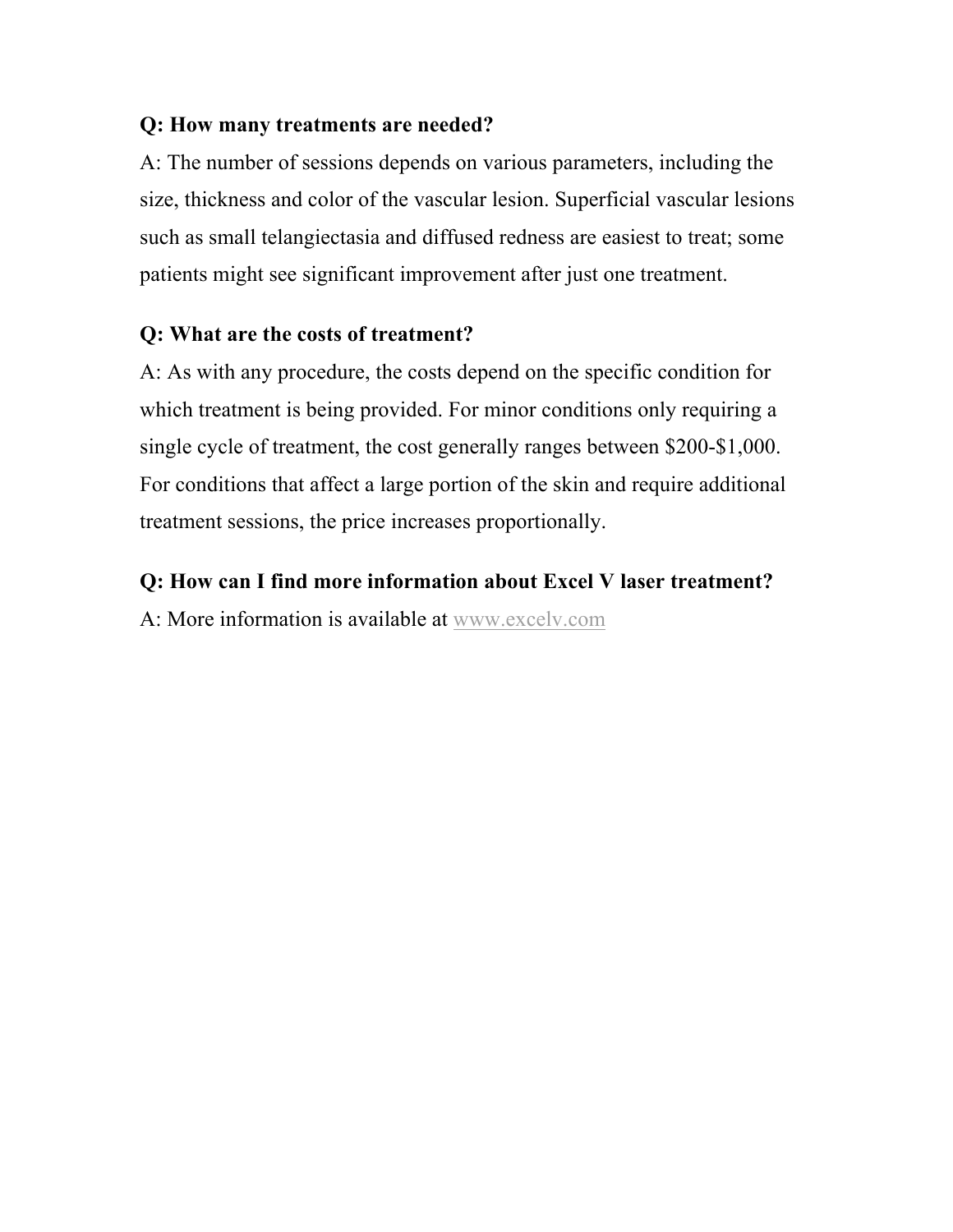**Q: How many treatments are needed?**

A: The number of sessions depends on various parameters, including the size, thickness and color of the vascular lesion. Superficial vascular lesions such as small telangiectasia and diffused redness are easiest to treat; some patients might see significant improvement after just one treatment.

**Q: What are the costs of treatment?**

A: As with any procedure, the costs depend on the specific condition for which treatment is being provided. For minor conditions only requiring a single cycle of treatment, the cost generally ranges between $200-$1,000. For conditions that affect a large portion of the skin and require additional treatment sessions, the price increases proportionally.

**Q: How can I find more information about Excel V laser treatment?**

A: More information is available at www.excelv.com